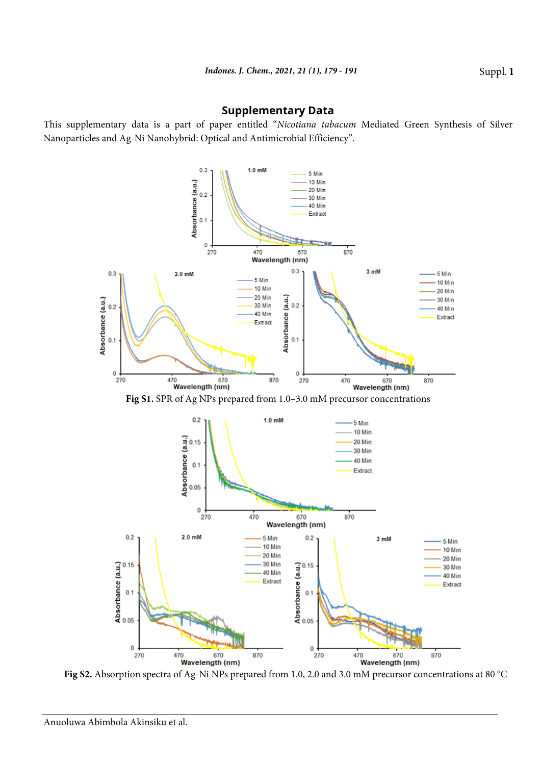## Supplementary Data

This supplementary data is a part of paper entitled "*Nicotiana tabacum* Mediated Green Synthesis of Silver Nanoparticles and Ag-Ni Nanohybrid: Optical and Antimicrobial Efficiency".

**Fig S1.** SPR of Ag NPs prepared from 1.0–3.0 mM precursor concentrations

**Fig S2.** Absorption spectra of Ag-Ni NPs prepared from 1.0, 2.0 and 3.0 mM precursor concentrations at 80 °C

Anuoluwa Abimbola Akinsiku et al.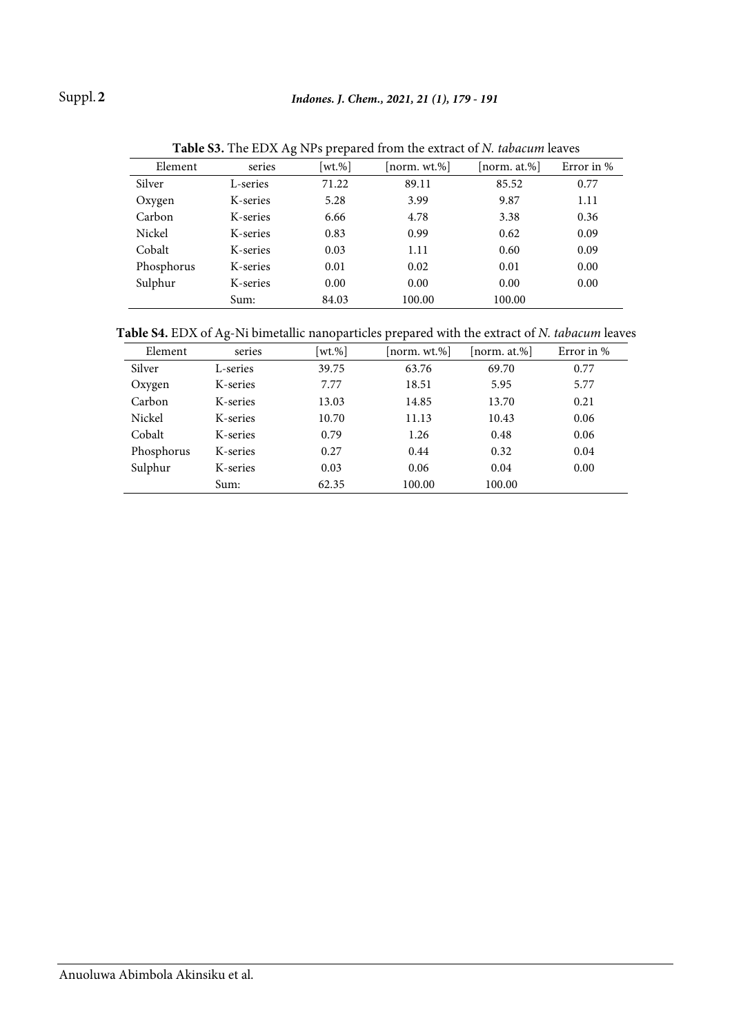**Table S3.** The EDX Ag NPs prepared from the extract of *N. tabacum* leaves

| Element | series | [wt.%] | [norm. wt.%] | [norm. at.%] | Error in % |
|---|---|---|---|---|---|
| Silver | L-series | 71.22 | 89.11 | 85.52 | 0.77 |
| Oxygen | K-series | 5.28 | 3.99 | 9.87 | 1.11 |
| Carbon | K-series | 6.66 | 4.78 | 3.38 | 0.36 |
| Nickel | K-series | 0.83 | 0.99 | 0.62 | 0.09 |
| Cobalt | K-series | 0.03 | 1.11 | 0.60 | 0.09 |
| Phosphorus | K-series | 0.01 | 0.02 | 0.01 | 0.00 |
| Sulphur | K-series | 0.00 | 0.00 | 0.00 | 0.00 |
| | Sum: | 84.03 | 100.00 | 100.00 | |

**Table S4.** EDX of Ag-Ni bimetallic nanoparticles prepared with the extract of *N. tabacum* leaves

| Element | series | [wt.%] | [norm. wt.%] | [norm. at.%] | Error in % |
|---|---|---|---|---|---|
| Silver | L-series | 39.75 | 63.76 | 69.70 | 0.77 |
| Oxygen | K-series | 7.77 | 18.51 | 5.95 | 5.77 |
| Carbon | K-series | 13.03 | 14.85 | 13.70 | 0.21 |
| Nickel | K-series | 10.70 | 11.13 | 10.43 | 0.06 |
| Cobalt | K-series | 0.79 | 1.26 | 0.48 | 0.06 |
| Phosphorus | K-series | 0.27 | 0.44 | 0.32 | 0.04 |
| Sulphur | K-series | 0.03 | 0.06 | 0.04 | 0.00 |
| | Sum: | 62.35 | 100.00 | 100.00 | |